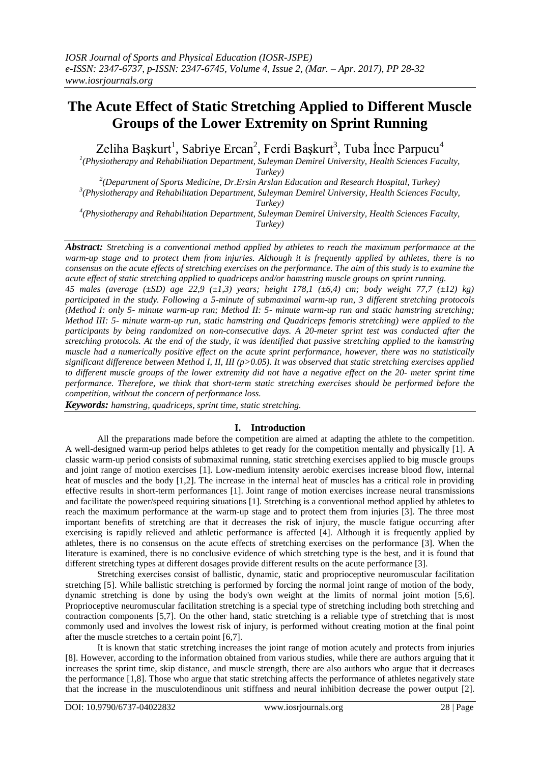# The Acute Effect of Static Stretching Applied to Different Muscle Groups of the Lower Extremity on Sprint Running

Zeliha Başkurt[1], Sabriye Ercan[2], Ferdi Başkurt[3], Tuba İnce Parpucu[4]

[1](Physiotherapy and Rehabilitation Department, Suleyman Demirel University, Health Sciences Faculty, Turkey)

[2](Department of Sports Medicine, Dr.Ersin Arslan Education and Research Hospital, Turkey)

[3](Physiotherapy and Rehabilitation Department, Suleyman Demirel University, Health Sciences Faculty, Turkey)

[4](Physiotherapy and Rehabilitation Department, Suleyman Demirel University, Health Sciences Faculty, Turkey)

***Abstract:*** *Stretching is a conventional method applied by athletes to reach the maximum performance at the warm-up stage and to protect them from injuries. Although it is frequently applied by athletes, there is no consensus on the acute effects of stretching exercises on the performance. The aim of this study is to examine the acute effect of static stretching applied to quadriceps and/or hamstring muscle groups on sprint running.*

*45 males (average (±SD) age 22,9 (±1,3) years; height 178,1 (±6,4) cm; body weight 77,7 (±12) kg) participated in the study. Following a 5-minute of submaximal warm-up run, 3 different stretching protocols (Method I: only 5- minute warm-up run; Method II: 5- minute warm-up run and static hamstring stretching; Method III: 5- minute warm-up run, static hamstring and Quadriceps femoris stretching) were applied to the participants by being randomized on non-consecutive days. A 20-meter sprint test was conducted after the stretching protocols. At the end of the study, it was identified that passive stretching applied to the hamstring muscle had a numerically positive effect on the acute sprint performance, however, there was no statistically significant difference between Method I, II, III ($p>0.05$). It was observed that static stretching exercises applied to different muscle groups of the lower extremity did not have a negative effect on the 20- meter sprint time performance. Therefore, we think that short-term static stretching exercises should be performed before the competition, without the concern of performance loss.*

***Keywords:*** *hamstring, quadriceps, sprint time, static stretching.*

## I. Introduction

All the preparations made before the competition are aimed at adapting the athlete to the competition. A well-designed warm-up period helps athletes to get ready for the competition mentally and physically [1]. A classic warm-up period consists of submaximal running, static stretching exercises applied to big muscle groups and joint range of motion exercises [1]. Low-medium intensity aerobic exercises increase blood flow, internal heat of muscles and the body [1,2]. The increase in the internal heat of muscles has a critical role in providing effective results in short-term performances [1]. Joint range of motion exercises increase neural transmissions and facilitate the power/speed requiring situations [1]. Stretching is a conventional method applied by athletes to reach the maximum performance at the warm-up stage and to protect them from injuries [3]. The three most important benefits of stretching are that it decreases the risk of injury, the muscle fatigue occurring after exercising is rapidly relieved and athletic performance is affected [4]. Although it is frequently applied by athletes, there is no consensus on the acute effects of stretching exercises on the performance [3]. When the literature is examined, there is no conclusive evidence of which stretching type is the best, and it is found that different stretching types at different dosages provide different results on the acute performance [3].

Stretching exercises consist of ballistic, dynamic, static and proprioceptive neuromuscular facilitation stretching [5]. While ballistic stretching is performed by forcing the normal joint range of motion of the body, dynamic stretching is done by using the body's own weight at the limits of normal joint motion [5,6]. Proprioceptive neuromuscular facilitation stretching is a special type of stretching including both stretching and contraction components [5,7]. On the other hand, static stretching is a reliable type of stretching that is most commonly used and involves the lowest risk of injury, is performed without creating motion at the final point after the muscle stretches to a certain point [6,7].

It is known that static stretching increases the joint range of motion acutely and protects from injuries [8]. However, according to the information obtained from various studies, while there are authors arguing that it increases the sprint time, skip distance, and muscle strength, there are also authors who argue that it decreases the performance [1,8]. Those who argue that static stretching affects the performance of athletes negatively state that the increase in the musculotendinous unit stiffness and neural inhibition decrease the power output [2].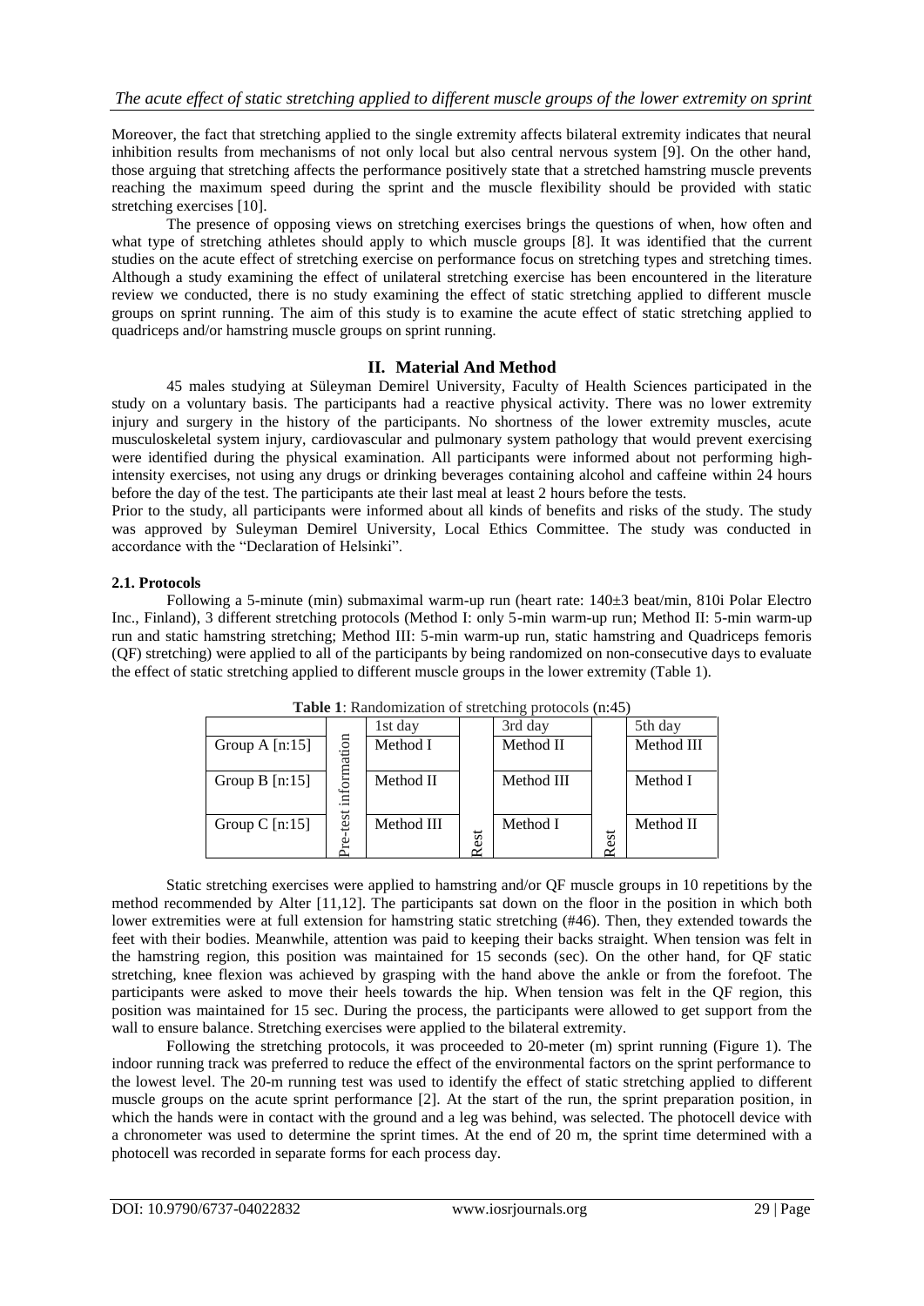Moreover, the fact that stretching applied to the single extremity affects bilateral extremity indicates that neural inhibition results from mechanisms of not only local but also central nervous system [9]. On the other hand, those arguing that stretching affects the performance positively state that a stretched hamstring muscle prevents reaching the maximum speed during the sprint and the muscle flexibility should be provided with static stretching exercises [10].

The presence of opposing views on stretching exercises brings the questions of when, how often and what type of stretching athletes should apply to which muscle groups [8]. It was identified that the current studies on the acute effect of stretching exercise on performance focus on stretching types and stretching times. Although a study examining the effect of unilateral stretching exercise has been encountered in the literature review we conducted, there is no study examining the effect of static stretching applied to different muscle groups on sprint running. The aim of this study is to examine the acute effect of static stretching applied to quadriceps and/or hamstring muscle groups on sprint running.

## II. Material And Method

45 males studying at Süleyman Demirel University, Faculty of Health Sciences participated in the study on a voluntary basis. The participants had a reactive physical activity. There was no lower extremity injury and surgery in the history of the participants. No shortness of the lower extremity muscles, acute musculoskeletal system injury, cardiovascular and pulmonary system pathology that would prevent exercising were identified during the physical examination. All participants were informed about not performing high-intensity exercises, not using any drugs or drinking beverages containing alcohol and caffeine within 24 hours before the day of the test. The participants ate their last meal at least 2 hours before the tests.

Prior to the study, all participants were informed about all kinds of benefits and risks of the study. The study was approved by Suleyman Demirel University, Local Ethics Committee. The study was conducted in accordance with the "Declaration of Helsinki".

### 2.1. Protocols

Following a 5-minute (min) submaximal warm-up run (heart rate: 140±3 beat/min, 810i Polar Electro Inc., Finland), 3 different stretching protocols (Method I: only 5-min warm-up run; Method II: 5-min warm-up run and static hamstring stretching; Method III: 5-min warm-up run, static hamstring and Quadriceps femoris (QF) stretching) were applied to all of the participants by being randomized on non-consecutive days to evaluate the effect of static stretching applied to different muscle groups in the lower extremity (Table 1).

**Table 1**: Randomization of stretching protocols (n:45)

| | | 1st day | | 3rd day | | 5th day |
|---|---|---|---|---|---|---|
| Group A [n:15] | Pre-test information | Method I | Rest | Method II | Rest | Method III |
| Group B [n:15] | | Method II | | Method III | | Method I |
| Group C [n:15] | | Method III | | Method I | | Method II |

Static stretching exercises were applied to hamstring and/or QF muscle groups in 10 repetitions by the method recommended by Alter [11,12]. The participants sat down on the floor in the position in which both lower extremities were at full extension for hamstring static stretching (#46). Then, they extended towards the feet with their bodies. Meanwhile, attention was paid to keeping their backs straight. When tension was felt in the hamstring region, this position was maintained for 15 seconds (sec). On the other hand, for QF static stretching, knee flexion was achieved by grasping with the hand above the ankle or from the forefoot. The participants were asked to move their heels towards the hip. When tension was felt in the QF region, this position was maintained for 15 sec. During the process, the participants were allowed to get support from the wall to ensure balance. Stretching exercises were applied to the bilateral extremity.

Following the stretching protocols, it was proceeded to 20-meter (m) sprint running (Figure 1). The indoor running track was preferred to reduce the effect of the environmental factors on the sprint performance to the lowest level. The 20-m running test was used to identify the effect of static stretching applied to different muscle groups on the acute sprint performance [2]. At the start of the run, the sprint preparation position, in which the hands were in contact with the ground and a leg was behind, was selected. The photocell device with a chronometer was used to determine the sprint times. At the end of 20 m, the sprint time determined with a photocell was recorded in separate forms for each process day.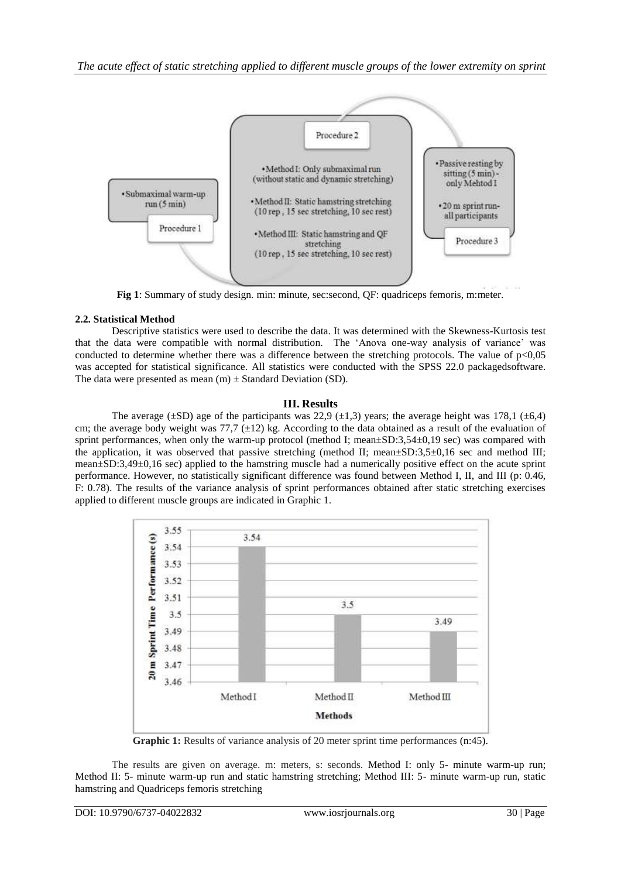**Fig 1**: Summary of study design. min: minute, sec:second, QF: quadriceps femoris, m:meter.

### 2.2. Statistical Method

Descriptive statistics were used to describe the data. It was determined with the Skewness-Kurtosis test that the data were compatible with normal distribution. The 'Anova one-way analysis of variance' was conducted to determine whether there was a difference between the stretching protocols. The value of $p<0,05$ was accepted for statistical significance. All statistics were conducted with the SPSS 22.0 packagedsoftware. The data were presented as mean (m) ± Standard Deviation (SD).

## III. Results

The average (±SD) age of the participants was 22,9 (±1,3) years; the average height was 178,1 (±6,4) cm; the average body weight was 77,7 (±12) kg. According to the data obtained as a result of the evaluation of sprint performances, when only the warm-up protocol (method I; mean±SD:3,54±0,19 sec) was compared with the application, it was observed that passive stretching (method II; mean±SD:3,5±0,16 sec and method III; mean±SD:3,49±0,16 sec) applied to the hamstring muscle had a numerically positive effect on the acute sprint performance. However, no statistically significant difference was found between Method I, II, and III (p: 0.46, F: 0.78). The results of the variance analysis of sprint performances obtained after static stretching exercises applied to different muscle groups are indicated in Graphic 1.

**Graphic 1:** Results of variance analysis of 20 meter sprint time performances (n:45).

The results are given on average. m: meters, s: seconds. Method I: only 5- minute warm-up run; Method II: 5- minute warm-up run and static hamstring stretching; Method III: 5- minute warm-up run, static hamstring and Quadriceps femoris stretching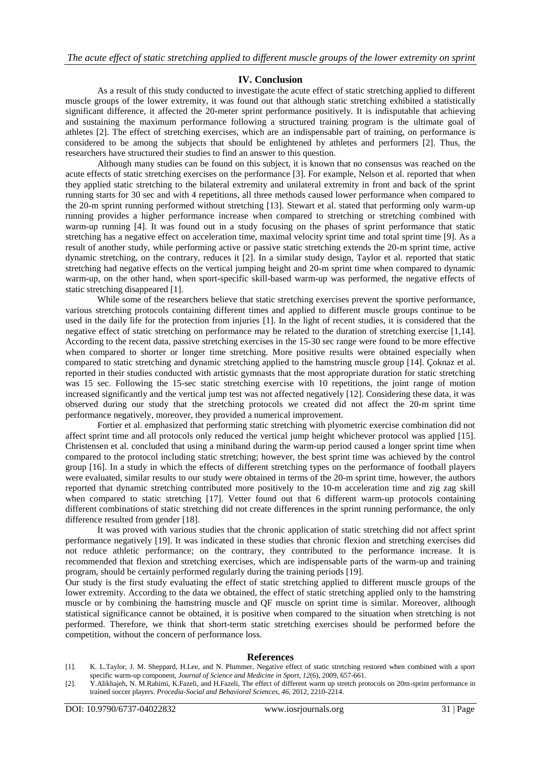## IV. Conclusion

As a result of this study conducted to investigate the acute effect of static stretching applied to different muscle groups of the lower extremity, it was found out that although static stretching exhibited a statistically significant difference, it affected the 20-meter sprint performance positively. It is indisputable that achieving and sustaining the maximum performance following a structured training program is the ultimate goal of athletes [2]. The effect of stretching exercises, which are an indispensable part of training, on performance is considered to be among the subjects that should be enlightened by athletes and performers [2]. Thus, the researchers have structured their studies to find an answer to this question.

Although many studies can be found on this subject, it is known that no consensus was reached on the acute effects of static stretching exercises on the performance [3]. For example, Nelson et al. reported that when they applied static stretching to the bilateral extremity and unilateral extremity in front and back of the sprint running starts for 30 sec and with 4 repetitions, all three methods caused lower performance when compared to the 20-m sprint running performed without stretching [13]. Stewart et al. stated that performing only warm-up running provides a higher performance increase when compared to stretching or stretching combined with warm-up running [4]. It was found out in a study focusing on the phases of sprint performance that static stretching has a negative effect on acceleration time, maximal velocity sprint time and total sprint time [9]. As a result of another study, while performing active or passive static stretching extends the 20-m sprint time, active dynamic stretching, on the contrary, reduces it [2]. In a similar study design, Taylor et al. reported that static stretching had negative effects on the vertical jumping height and 20-m sprint time when compared to dynamic warm-up, on the other hand, when sport-specific skill-based warm-up was performed, the negative effects of static stretching disappeared [1].

While some of the researchers believe that static stretching exercises prevent the sportive performance, various stretching protocols containing different times and applied to different muscle groups continue to be used in the daily life for the protection from injuries [1]. In the light of recent studies, it is considered that the negative effect of static stretching on performance may be related to the duration of stretching exercise [1,14]. According to the recent data, passive stretching exercises in the 15-30 sec range were found to be more effective when compared to shorter or longer time stretching. More positive results were obtained especially when compared to static stretching and dynamic stretching applied to the hamstring muscle group [14]. Çoknaz et al. reported in their studies conducted with artistic gymnasts that the most appropriate duration for static stretching was 15 sec. Following the 15-sec static stretching exercise with 10 repetitions, the joint range of motion increased significantly and the vertical jump test was not affected negatively [12]. Considering these data, it was observed during our study that the stretching protocols we created did not affect the 20-m sprint time performance negatively, moreover, they provided a numerical improvement.

Fortier et al. emphasized that performing static stretching with plyometric exercise combination did not affect sprint time and all protocols only reduced the vertical jump height whichever protocol was applied [15]. Christensen et al. concluded that using a miniband during the warm-up period caused a longer sprint time when compared to the protocol including static stretching; however, the best sprint time was achieved by the control group [16]. In a study in which the effects of different stretching types on the performance of football players were evaluated, similar results to our study were obtained in terms of the 20-m sprint time, however, the authors reported that dynamic stretching contributed more positively to the 10-m acceleration time and zig zag skill when compared to static stretching [17]. Vetter found out that 6 different warm-up protocols containing different combinations of static stretching did not create differences in the sprint running performance, the only difference resulted from gender [18].

It was proved with various studies that the chronic application of static stretching did not affect sprint performance negatively [19]. It was indicated in these studies that chronic flexion and stretching exercises did not reduce athletic performance; on the contrary, they contributed to the performance increase. It is recommended that flexion and stretching exercises, which are indispensable parts of the warm-up and training program, should be certainly performed regularly during the training periods [19].

Our study is the first study evaluating the effect of static stretching applied to different muscle groups of the lower extremity. According to the data we obtained, the effect of static stretching applied only to the hamstring muscle or by combining the hamstring muscle and QF muscle on sprint time is similar. Moreover, although statistical significance cannot be obtained, it is positive when compared to the situation when stretching is not performed. Therefore, we think that short-term static stretching exercises should be performed before the competition, without the concern of performance loss.

## References

[1]. K. L.Taylor, J. M. Sheppard, H.Lee, and N. Plummer, Negative effect of static stretching restored when combined with a sport specific warm-up component, *Journal of Science and Medicine in Sport*, *12*(6), 2009, 657-661.

[2]. Y.Alikhajeh, N. M.Rahimi, K.Fazeli, and H.Fazeli, The effect of different warm up stretch protocols on 20m-sprint performance in trained soccer players. *Procedia-Social and Behavioral Sciences*, *46*, 2012, 2210-2214.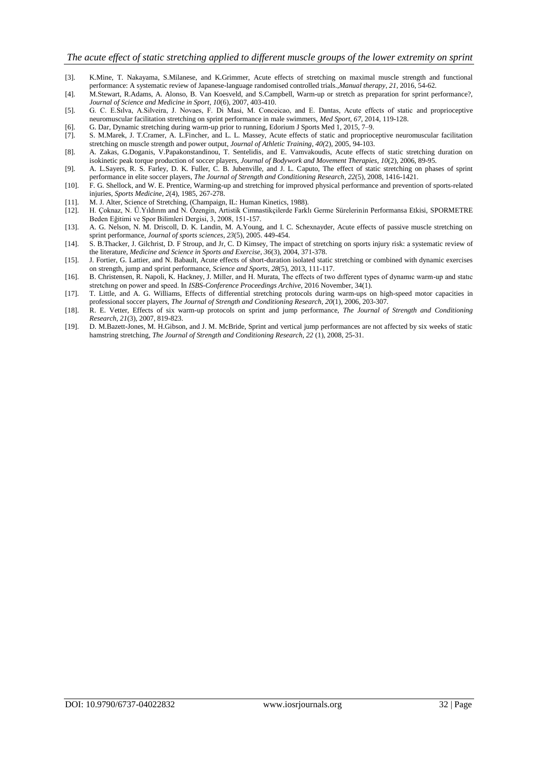[3]. K.Mine, T. Nakayama, S.Milanese, and K.Grimmer, Acute effects of stretching on maximal muscle strength and functional performance: A systematic review of Japanese-language randomised controlled trials.,*Manual therapy*, *21*, 2016, 54-62.

[4]. M.Stewart, R.Adams, A. Alonso, B. Van Koesveld, and S.Campbell, Warm-up or stretch as preparation for sprint performance?, *Journal of Science and Medicine in Sport*, *10*(6), 2007, 403-410.

[5]. G. C. E.Sılva, A.Silveira, J. Novaes, F. Di Masi, M. Conceicao, and E. Dantas, Acute effects of static and proprioceptive neuromuscular facilitation stretching on sprint performance in male swimmers, *Med Sport*, *67*, 2014, 119-128.

[6]. G. Dar, Dynamic stretching during warm-up prior to running, Edorium J Sports Med 1, 2015, 7–9.

[7]. S. M.Marek, J. T.Cramer, A. L.Fincher, and L. L. Massey, Acute effects of static and proprioceptive neuromuscular facilitation stretching on muscle strength and power output, *Journal of Athletic Training*, *40(*2), 2005, 94-103.

[8]. A. Zakas, G.Doganis, V.Papakonstandinou, T. Sentelidis, and E. Vamvakoudis, Acute effects of static stretching duration on isokinetic peak torque production of soccer players, *Journal of Bodywork and Movement Therapies*, *10*(2), 2006, 89-95.

[9]. A. L.Sayers, R. S. Farley, D. K. Fuller, C. B. Jubenville, and J. L. Caputo, The effect of static stretching on phases of sprint performance in elite soccer players, *The Journal of Strength and Conditioning Research*, *22*(5), 2008, 1416-1421.

[10]. F. G. Shellock, and W. E. Prentice, Warming-up and stretching for improved physical performance and prevention of sports-related injuries, *Sports Medicine*, *2*(4), 1985, 267-278.

[11]. M. J. Alter, Science of Stretching, (Champaign, IL: Human Kinetics, 1988).

[12]. H. Çoknaz, N. Ü.Yıldırım and N. Özengin, Artistik Cimnastikçilerde Farklı Germe Sürelerinin Performansa Etkisi, SPORMETRE Beden Eğitimi ve Spor Bilimleri Dergisi, 3, 2008, 151-157.

[13]. A. G. Nelson, N. M. Driscoll, D. K. Landin, M. A.Young, and I. C. Schexnayder, Acute effects of passive muscle stretching on sprint performance, *Journal of sports sciences*, *23*(5), 2005. 449-454.

[14]. S. B.Thacker, J. Gilchrist, D. F Stroup, and Jr, C. D Kimsey, The impact of stretching on sports injury risk: a systematic review of the literature, *Medicine and Science in Sports and Exercise*, *36*(3), 2004, 371-378.

[15]. J. Fortier, G. Lattier, and N. Babault, Acute effects of short-duration isolated static stretching or combined with dynamic exercises on strength, jump and sprint performance, *Science and Sports*, *28*(5), 2013, 111-117.

[16]. B. Christensen, R. Napoli, K. Hackney, J. Miller, and H. Murata, The effects of two dıfferent types of dynamıc warm-up and statıc stretchıng on power and speed. In *ISBS-Conference Proceedings Archive*, 2016 November, 34(1).

[17]. T. Little, and A. G. Williams, Effects of differential stretching protocols during warm-ups on high-speed motor capacities in professional soccer players, *The Journal of Strength and Conditioning Research*, *20*(1), 2006, 203-307.

[18]. R. E. Vetter, Effects of six warm-up protocols on sprint and jump performance, *The Journal of Strength and Conditioning Research*, *21*(3), 2007, 819-823.

[19]. D. M.Bazett-Jones, M. H.Gibson, and J. M. McBride, Sprint and vertical jump performances are not affected by six weeks of static hamstring stretching, *The Journal of Strength and Conditioning Research*, *22* (1), 2008, 25-31.